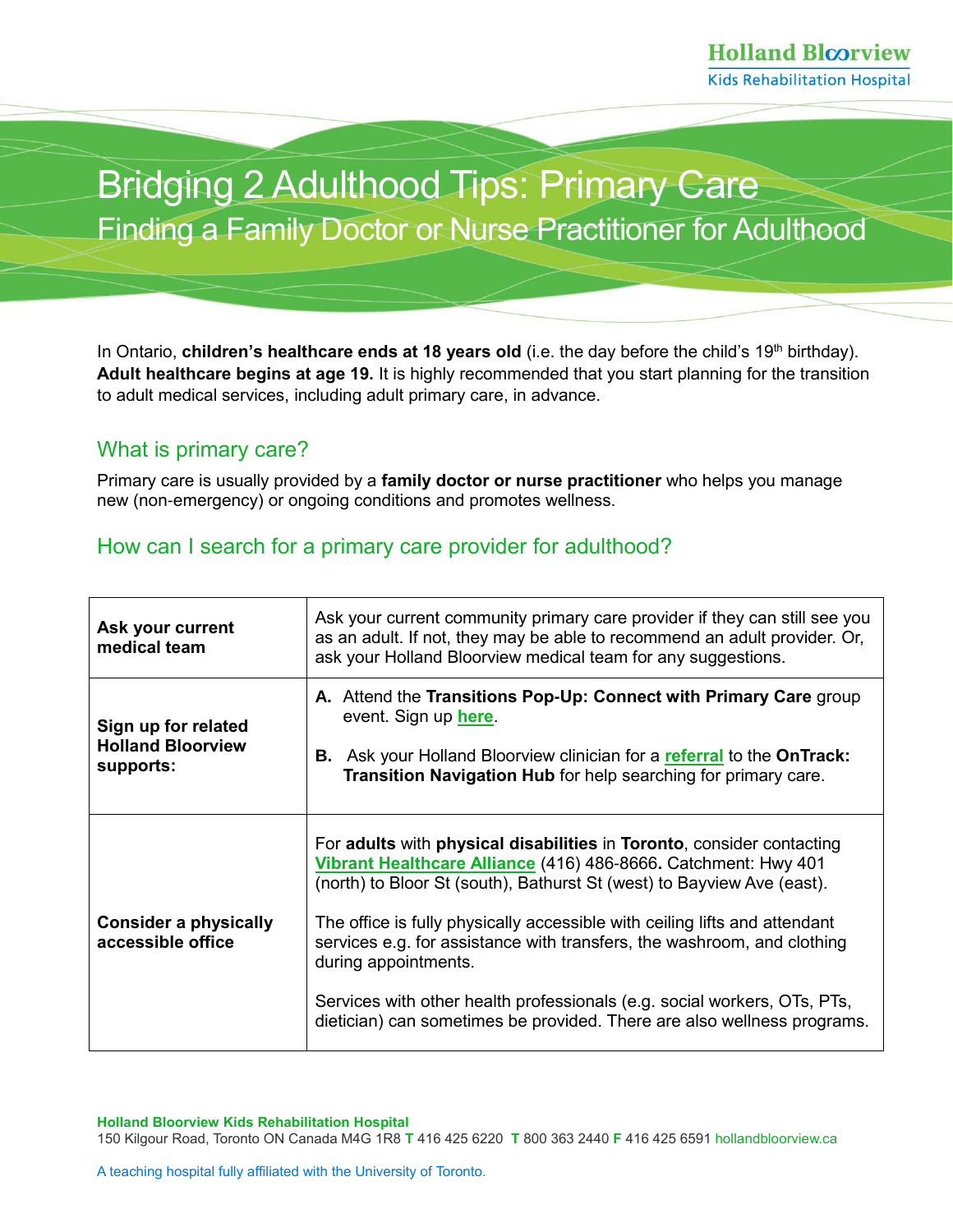# Bridging 2 Adulthood Tips: Primary Care

## Finding a Family Doctor or Nurse Practitioner for Adulthood

In Ontario, **children's healthcare ends at 18 years old** (i.e. the day before the child's 19th birthday). **Adult healthcare begins at age 19.** It is highly recommended that you start planning for the transition to adult medical services, including adult primary care, in advance.

## What is primary care?

Primary care is usually provided by a **family doctor or nurse practitioner** who helps you manage new (non-emergency) or ongoing conditions and promotes wellness.

## How can I search for a primary care provider for adulthood?

| | |
|---|---|
| **Ask your current medical team** | Ask your current community primary care provider if they can still see you as an adult. If not, they may be able to recommend an adult provider. Or, ask your Holland Bloorview medical team for any suggestions. |
| **Sign up for related Holland Bloorview supports:** | **A.** Attend the **Transitions Pop-Up: Connect with Primary Care** group event. Sign up **here**.<br><br>**B.** Ask your Holland Bloorview clinician for a **referral** to the **OnTrack: Transition Navigation Hub** for help searching for primary care. |
| **Consider a physically accessible office** | For **adults** with **physical disabilities** in **Toronto**, consider contacting **Vibrant Healthcare Alliance** (416) 486-8666**.** Catchment: Hwy 401 (north) to Bloor St (south), Bathurst St (west) to Bayview Ave (east).<br><br>The office is fully physically accessible with ceiling lifts and attendant services e.g. for assistance with transfers, the washroom, and clothing during appointments.<br><br>Services with other health professionals (e.g. social workers, OTs, PTs, dietician) can sometimes be provided. There are also wellness programs. |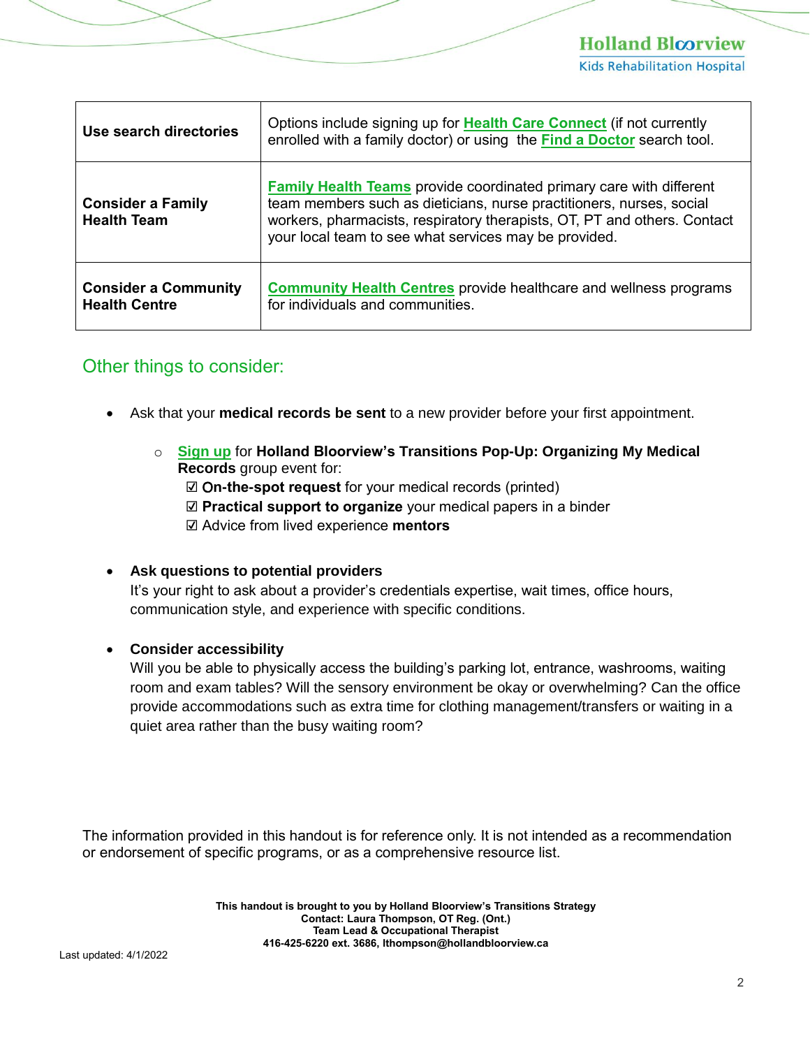| | |
|---|---|
| **Use search directories** | Options include signing up for **Health Care Connect** (if not currently enrolled with a family doctor) or using the **Find a Doctor** search tool. |
| **Consider a Family Health Team** | **Family Health Teams** provide coordinated primary care with different team members such as dieticians, nurse practitioners, nurses, social workers, pharmacists, respiratory therapists, OT, PT and others. Contact your local team to see what services may be provided. |
| **Consider a Community Health Centre** | **Community Health Centres** provide healthcare and wellness programs for individuals and communities. |

## Other things to consider:

- Ask that your **medical records be sent** to a new provider before your first appointment.
  - Sign up for **Holland Bloorview's Transitions Pop-Up: Organizing My Medical Records** group event for:
    ☑ **On-the-spot request** for your medical records (printed)
    ☑ **Practical support to organize** your medical papers in a binder
    ☑ Advice from lived experience **mentors**

- **Ask questions to potential providers**
  It's your right to ask about a provider's credentials expertise, wait times, office hours, communication style, and experience with specific conditions.

- **Consider accessibility**
  Will you be able to physically access the building's parking lot, entrance, washrooms, waiting room and exam tables? Will the sensory environment be okay or overwhelming? Can the office provide accommodations such as extra time for clothing management/transfers or waiting in a quiet area rather than the busy waiting room?

The information provided in this handout is for reference only. It is not intended as a recommendation or endorsement of specific programs, or as a comprehensive resource list.

**This handout is brought to you by Holland Bloorview's Transitions Strategy**
**Contact: Laura Thompson, OT Reg. (Ont.)**
**Team Lead & Occupational Therapist**
**416-425-6220 ext. 3686, lthompson@hollandbloorview.ca**

Last updated: 4/1/2022